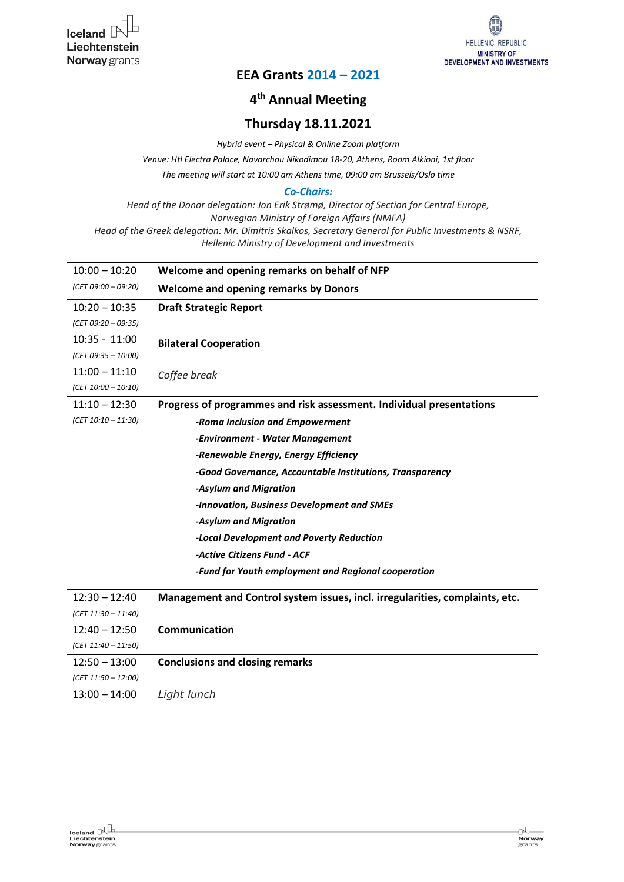Iceland Liechtenstein Norway grants

HELLENIC REPUBLIC
MINISTRY OF DEVELOPMENT AND INVESTMENTS

# EEA Grants 2014 – 2021

## 4th Annual Meeting

## Thursday 18.11.2021

*Hybrid event – Physical & Online Zoom platform*

*Venue: Htl Electra Palace, Navarchou Nikodimou 18-20, Athens, Room Alkioni, 1st floor*

*The meeting will start at 10:00 am Athens time, 09:00 am Brussels/Oslo time*

***Co-Chairs:***

*Head of the Donor delegation: Jon Erik Strømø, Director of Section for Central Europe, Norwegian Ministry of Foreign Affairs (NMFA)*

*Head of the Greek delegation: Mr. Dimitris Skalkos, Secretary General for Public Investments & NSRF, Hellenic Ministry of Development and Investments*

| Time | Agenda item |
|---|---|
| 10:00 – 10:20 *(CET 09:00 – 09:20)* | **Welcome and opening remarks on behalf of NFP**<br>**Welcome and opening remarks by Donors** |
| 10:20 – 10:35 *(CET 09:20 – 09:35)* | **Draft Strategic Report** |
| 10:35 - 11:00 *(CET 09:35 – 10:00)* | **Bilateral Cooperation** |
| 11:00 – 11:10 *(CET 10:00 – 10:10)* | *Coffee break* |
| 11:10 – 12:30 *(CET 10:10 – 11:30)* | **Progress of programmes and risk assessment. Individual presentations**<br>***-Roma Inclusion and Empowerment***<br>***-Environment - Water Management***<br>***-Renewable Energy, Energy Efficiency***<br>***-Good Governance, Accountable Institutions, Transparency***<br>***-Asylum and Migration***<br>***-Innovation, Business Development and SMEs***<br>***-Asylum and Migration***<br>***-Local Development and Poverty Reduction***<br>***-Active Citizens Fund - ACF***<br>***-Fund for Youth employment and Regional cooperation*** |
| 12:30 – 12:40 *(CET 11:30 – 11:40)* | **Management and Control system issues, incl. irregularities, complaints, etc.** |
| 12:40 – 12:50 *(CET 11:40 – 11:50)* | **Communication** |
| 12:50 – 13:00 *(CET 11:50 – 12:00)* | **Conclusions and closing remarks** |
| 13:00 – 14:00 | *Light lunch* |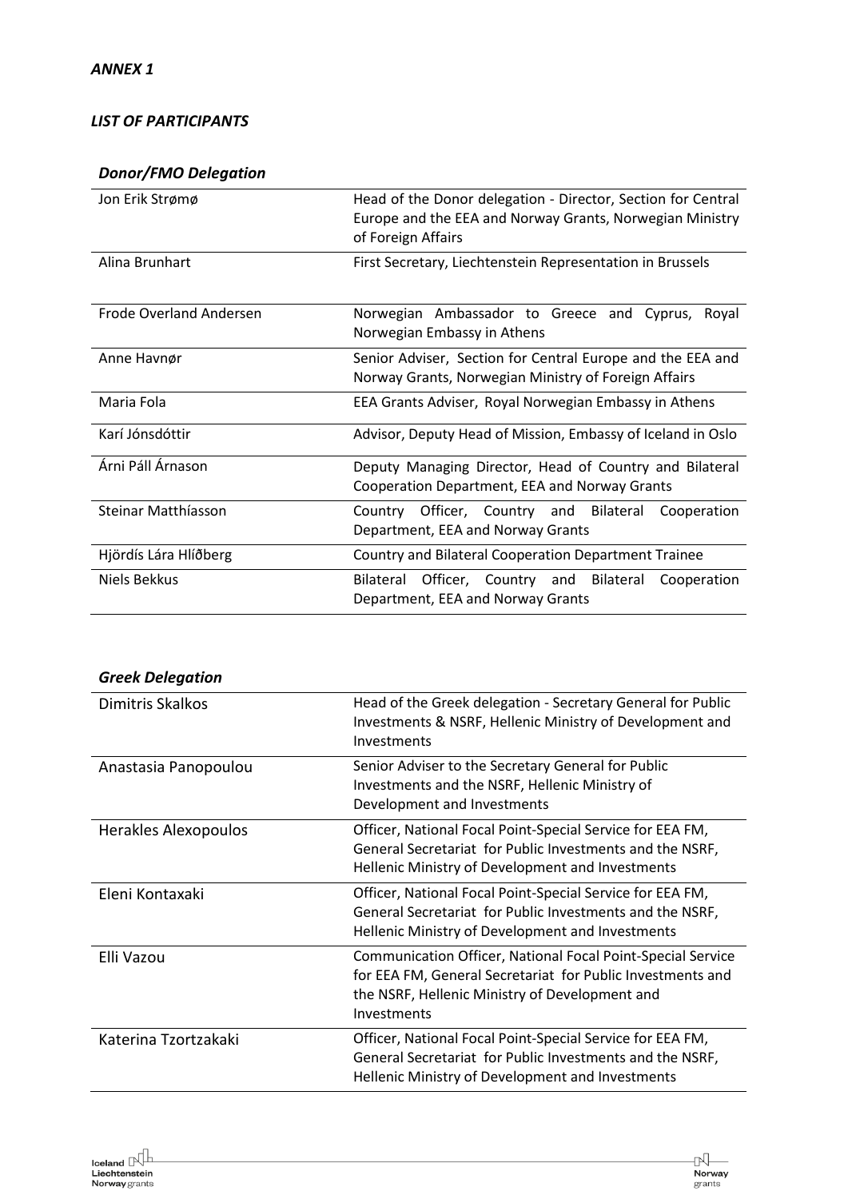*ANNEX 1*

*LIST OF PARTICIPANTS*

***Donor/FMO Delegation***

| | |
|---|---|
| Jon Erik Strømø | Head of the Donor delegation - Director, Section for Central Europe and the EEA and Norway Grants, Norwegian Ministry of Foreign Affairs |
| Alina Brunhart | First Secretary, Liechtenstein Representation in Brussels |
| Frode Overland Andersen | Norwegian Ambassador to Greece and Cyprus, Royal Norwegian Embassy in Athens |
| Anne Havnør | Senior Adviser, Section for Central Europe and the EEA and Norway Grants, Norwegian Ministry of Foreign Affairs |
| Maria Fola | EEA Grants Adviser, Royal Norwegian Embassy in Athens |
| Karí Jónsdóttir | Advisor, Deputy Head of Mission, Embassy of Iceland in Oslo |
| Árni Páll Árnason | Deputy Managing Director, Head of Country and Bilateral Cooperation Department, EEA and Norway Grants |
| Steinar Matthíasson | Country Officer, Country and Bilateral Cooperation Department, EEA and Norway Grants |
| Hjördís Lára Hlíðberg | Country and Bilateral Cooperation Department Trainee |
| Niels Bekkus | Bilateral Officer, Country and Bilateral Cooperation Department, EEA and Norway Grants |

***Greek Delegation***

| | |
|---|---|
| Dimitris Skalkos | Head of the Greek delegation - Secretary General for Public Investments & NSRF, Hellenic Ministry of Development and Investments |
| Anastasia Panopoulou | Senior Adviser to the Secretary General for Public Investments and the NSRF, Hellenic Ministry of Development and Investments |
| Herakles Alexopoulos | Officer, National Focal Point-Special Service for EEA FM, General Secretariat for Public Investments and the NSRF, Hellenic Ministry of Development and Investments |
| Eleni Kontaxaki | Officer, National Focal Point-Special Service for EEA FM, General Secretariat for Public Investments and the NSRF, Hellenic Ministry of Development and Investments |
| Elli Vazou | Communication Officer, National Focal Point-Special Service for EEA FM, General Secretariat for Public Investments and the NSRF, Hellenic Ministry of Development and Investments |
| Katerina Tzortzakaki | Officer, National Focal Point-Special Service for EEA FM, General Secretariat for Public Investments and the NSRF, Hellenic Ministry of Development and Investments |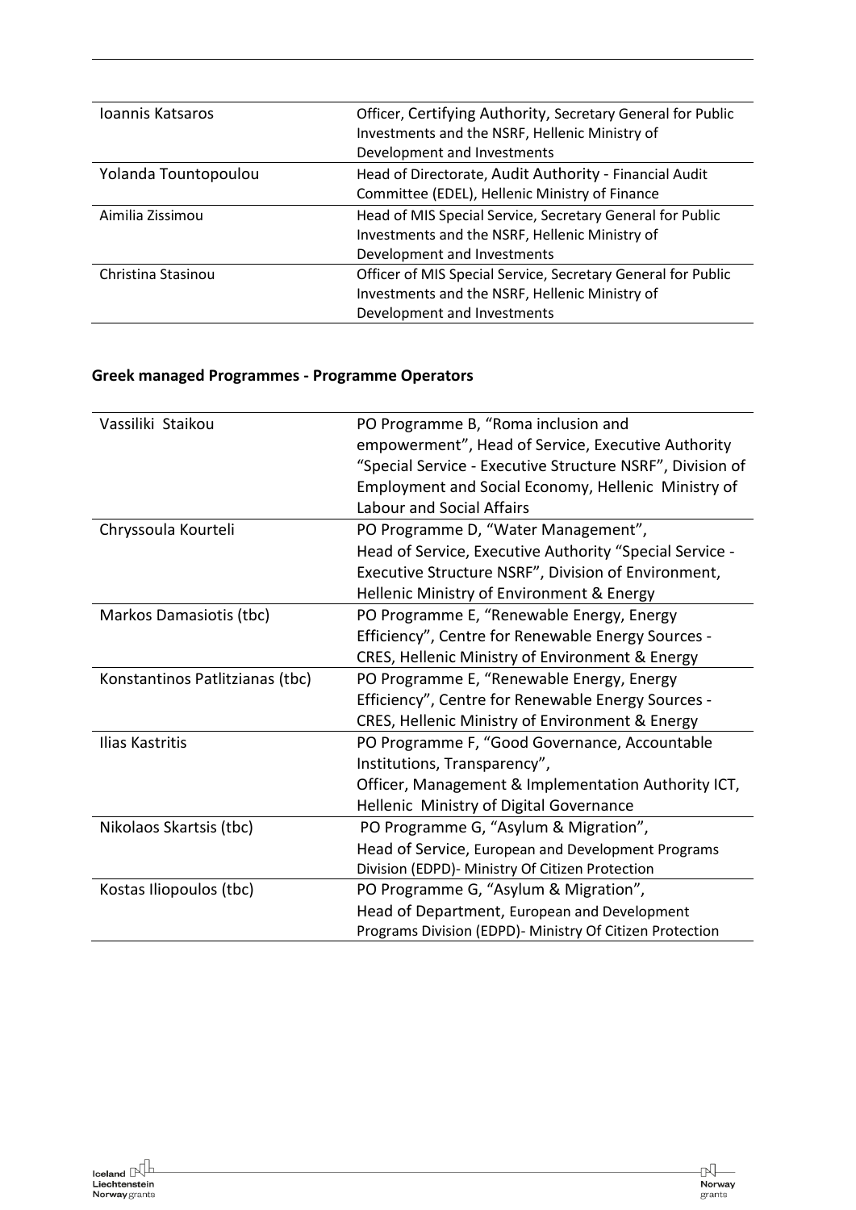| | |
|---|---|
| Ioannis Katsaros | Officer, Certifying Authority, Secretary General for Public Investments and the NSRF, Hellenic Ministry of Development and Investments |
| Yolanda Tountopoulou | Head of Directorate, Audit Authority - Financial Audit Committee (EDEL), Hellenic Ministry of Finance |
| Aimilia Zissimou | Head of MIS Special Service, Secretary General for Public Investments and the NSRF, Hellenic Ministry of Development and Investments |
| Christina Stasinou | Officer of MIS Special Service, Secretary General for Public Investments and the NSRF, Hellenic Ministry of Development and Investments |

**Greek managed Programmes - Programme Operators**

| | |
|---|---|
| Vassiliki Staikou | PO Programme B, "Roma inclusion and empowerment", Head of Service, Executive Authority "Special Service - Executive Structure NSRF", Division of Employment and Social Economy, Hellenic Ministry of Labour and Social Affairs |
| Chryssoula Kourteli | PO Programme D, "Water Management", Head of Service, Executive Authority "Special Service - Executive Structure NSRF", Division of Environment, Hellenic Ministry of Environment & Energy |
| Markos Damasiotis (tbc) | PO Programme E, "Renewable Energy, Energy Efficiency", Centre for Renewable Energy Sources - CRES, Hellenic Ministry of Environment & Energy |
| Konstantinos Patlitzianas (tbc) | PO Programme E, "Renewable Energy, Energy Efficiency", Centre for Renewable Energy Sources - CRES, Hellenic Ministry of Environment & Energy |
| Ilias Kastritis | PO Programme F, "Good Governance, Accountable Institutions, Transparency", Officer, Management & Implementation Authority ICT, Hellenic Ministry of Digital Governance |
| Nikolaos Skartsis (tbc) | PO Programme G, "Asylum & Migration", Head of Service, European and Development Programs Division (EDPD)- Ministry Of Citizen Protection |
| Kostas Iliopoulos (tbc) | PO Programme G, "Asylum & Migration", Head of Department, European and Development Programs Division (EDPD)- Ministry Of Citizen Protection |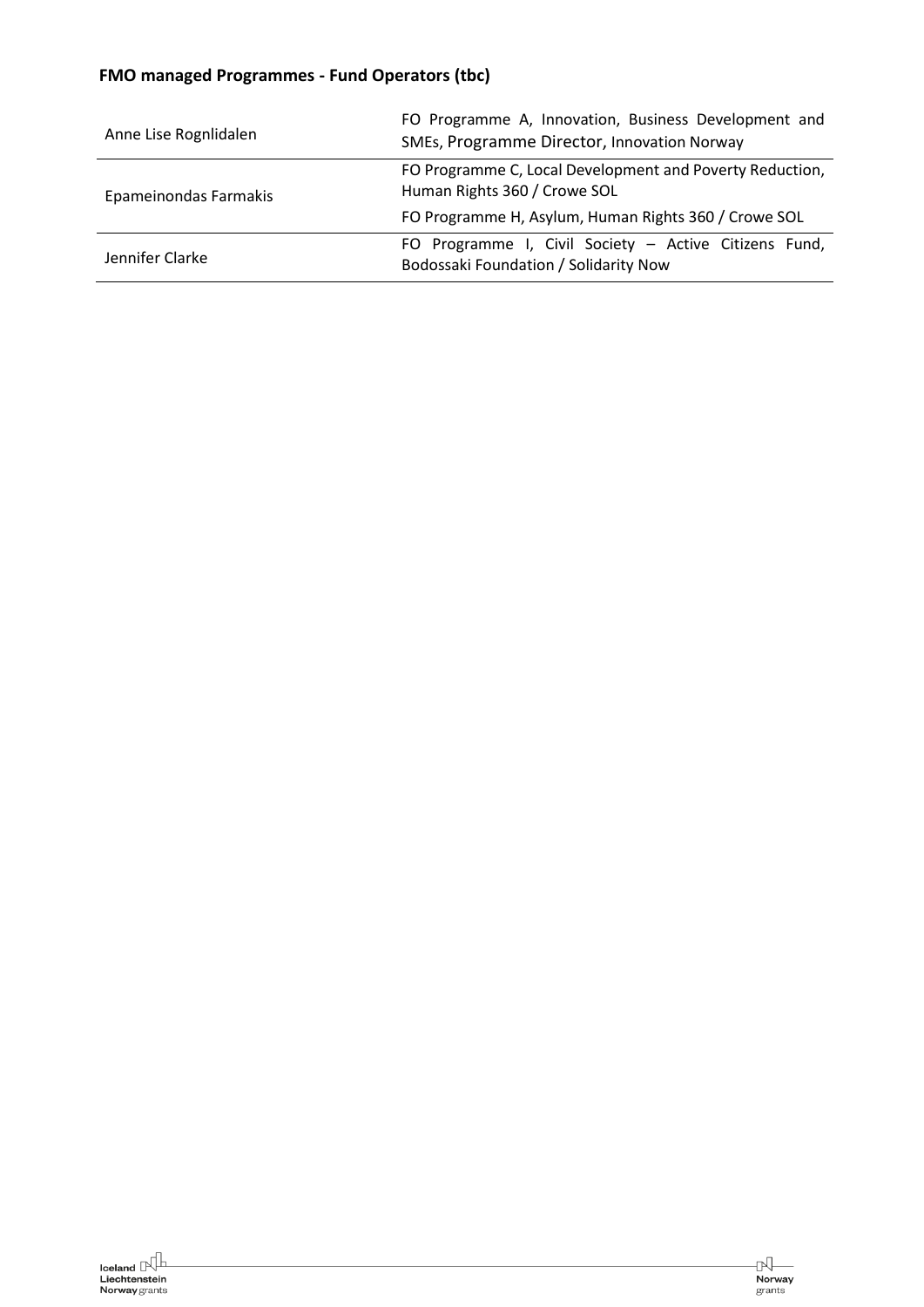**FMO managed Programmes - Fund Operators (tbc)**

| | |
|---|---|
| Anne Lise Rognlidalen | FO Programme A, Innovation, Business Development and SMEs, Programme Director, Innovation Norway |
| Epameinondas Farmakis | FO Programme C, Local Development and Poverty Reduction, Human Rights 360 / Crowe SOL<br>FO Programme H, Asylum, Human Rights 360 / Crowe SOL |
| Jennifer Clarke | FO Programme I, Civil Society – Active Citizens Fund, Bodossaki Foundation / Solidarity Now |